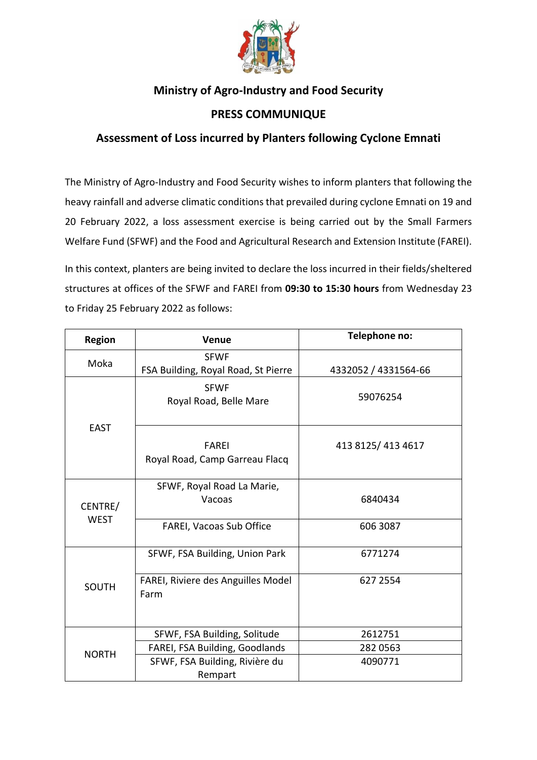## Ministry of Agro-Industry and Food Security

## PRESS COMMUNIQUE

## Assessment of Loss incurred by Planters following Cyclone Emnati

The Ministry of Agro-Industry and Food Security wishes to inform planters that following the heavy rainfall and adverse climatic conditions that prevailed during cyclone Emnati on 19 and 20 February 2022, a loss assessment exercise is being carried out by the Small Farmers Welfare Fund (SFWF) and the Food and Agricultural Research and Extension Institute (FAREI).

In this context, planters are being invited to declare the loss incurred in their fields/sheltered structures at offices of the SFWF and FAREI from **09:30 to 15:30 hours** from Wednesday 23 to Friday 25 February 2022 as follows:

| Region | Venue | Telephone no: |
|---|---|---|
| Moka | SFWF<br>FSA Building, Royal Road, St Pierre | 4332052 / 4331564-66 |
| EAST | SFWF<br>Royal Road, Belle Mare | 59076254 |
| | FAREI<br>Royal Road, Camp Garreau Flacq | 413 8125/ 413 4617 |
| CENTRE/ WEST | SFWF, Royal Road La Marie, Vacoas | 6840434 |
| | FAREI, Vacoas Sub Office | 606 3087 |
| SOUTH | SFWF, FSA Building, Union Park | 6771274 |
| | FAREI, Riviere des Anguilles Model Farm | 627 2554 |
| NORTH | SFWF, FSA Building, Solitude | 2612751 |
| | FAREI, FSA Building, Goodlands | 282 0563 |
| | SFWF, FSA Building, Rivière du Rempart | 4090771 |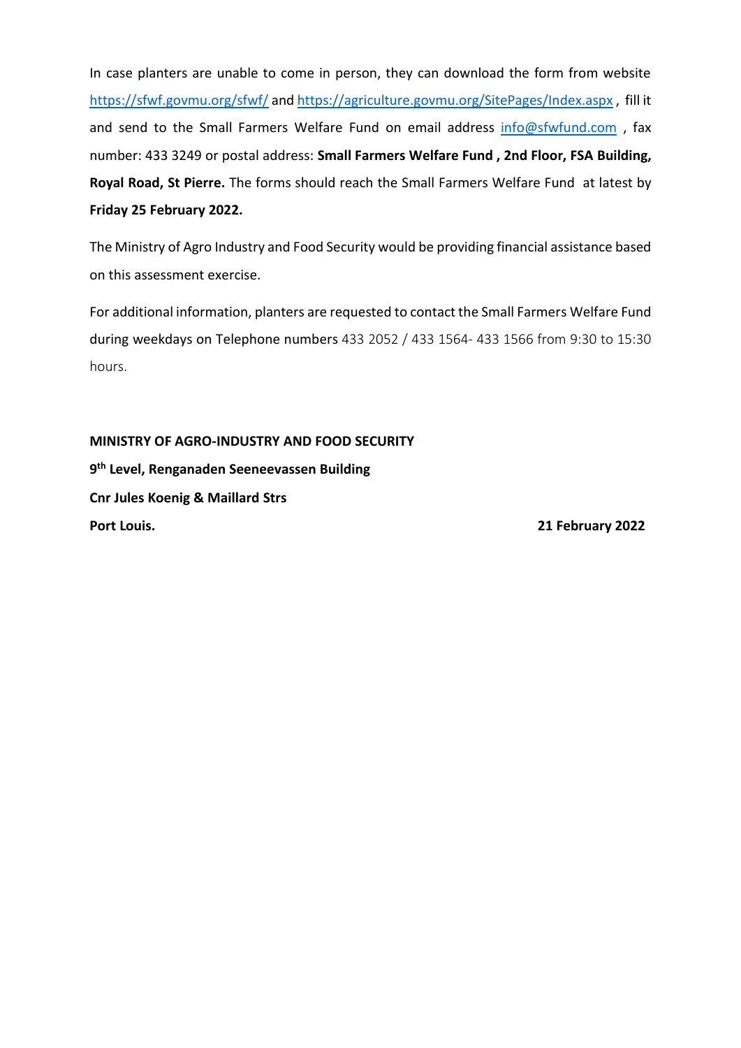In case planters are unable to come in person, they can download the form from website https://sfwf.govmu.org/sfwf/ and https://agriculture.govmu.org/SitePages/Index.aspx , fill it and send to the Small Farmers Welfare Fund on email address info@sfwfund.com , fax number: 433 3249 or postal address: **Small Farmers Welfare Fund , 2nd Floor, FSA Building, Royal Road, St Pierre.** The forms should reach the Small Farmers Welfare Fund at latest by **Friday 25 February 2022.**

The Ministry of Agro Industry and Food Security would be providing financial assistance based on this assessment exercise.

For additional information, planters are requested to contact the Small Farmers Welfare Fund during weekdays on Telephone numbers 433 2052 / 433 1564- 433 1566 from 9:30 to 15:30 hours.

**MINISTRY OF AGRO-INDUSTRY AND FOOD SECURITY**

**9th Level, Renganaden Seeneevassen Building**

**Cnr Jules Koenig & Maillard Strs**

**Port Louis.**

**21 February 2022**